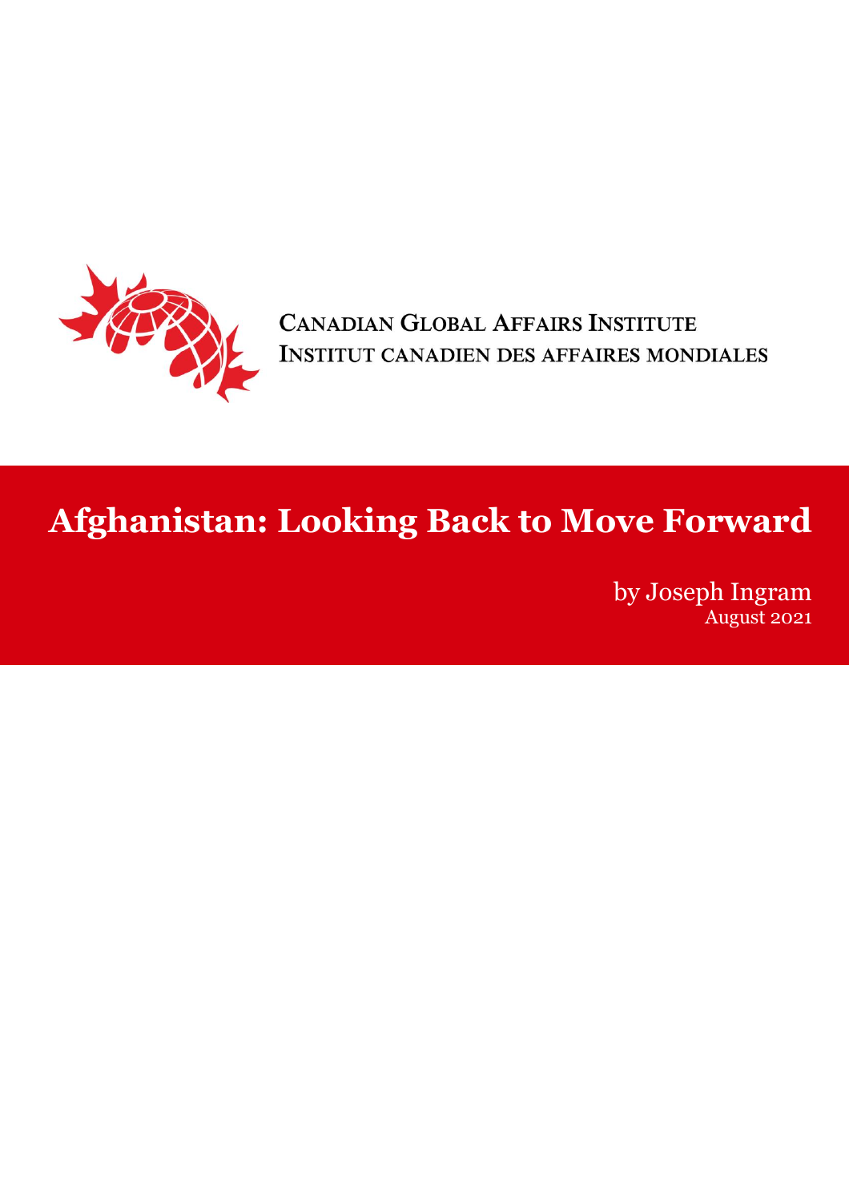CANADIAN GLOBAL AFFAIRS INSTITUTE
INSTITUT CANADIEN DES AFFAIRES MONDIALES

# Afghanistan: Looking Back to Move Forward

by Joseph Ingram
August 2021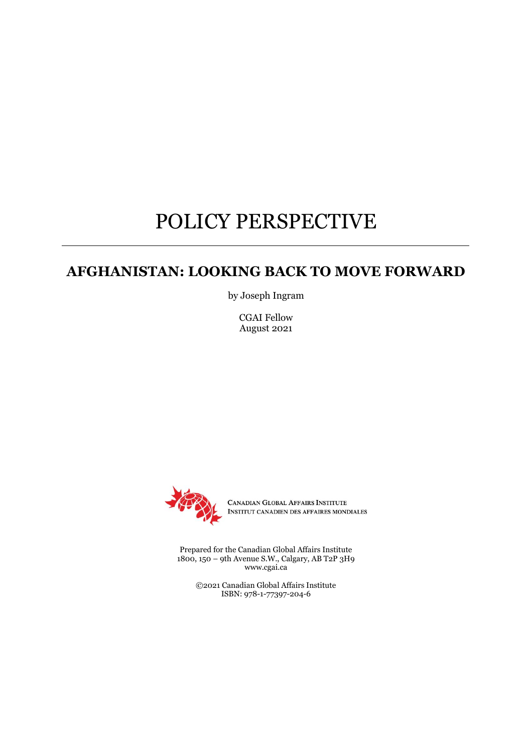# POLICY PERSPECTIVE

---

## AFGHANISTAN: LOOKING BACK TO MOVE FORWARD

by Joseph Ingram

CGAI Fellow
August 2021

CANADIAN GLOBAL AFFAIRS INSTITUTE
INSTITUT CANADIEN DES AFFAIRES MONDIALES

Prepared for the Canadian Global Affairs Institute
1800, 150 – 9th Avenue S.W., Calgary, AB T2P 3H9
www.cgai.ca

©2021 Canadian Global Affairs Institute
ISBN: 978-1-77397-204-6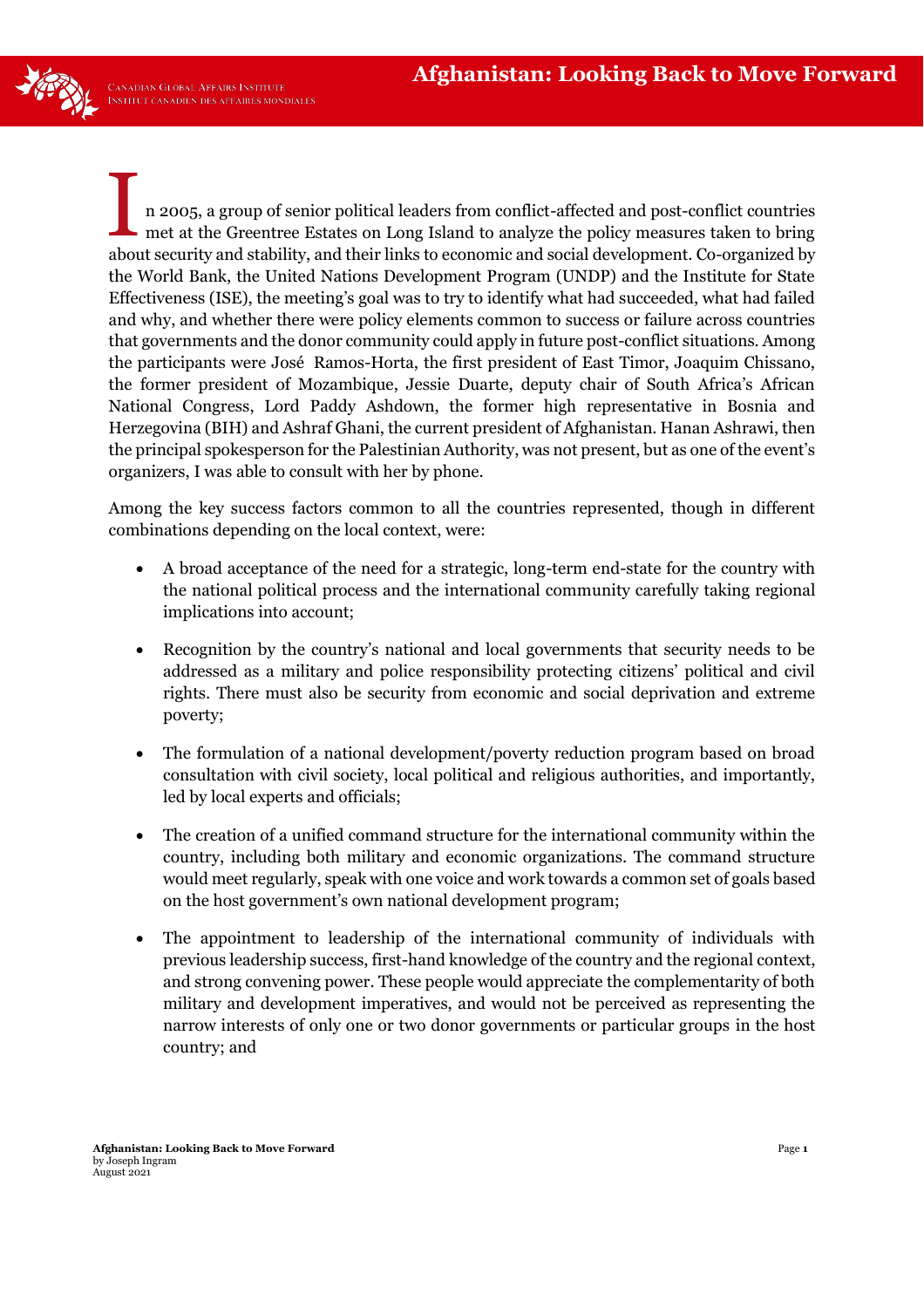In 2005, a group of senior political leaders from conflict-affected and post-conflict countries met at the Greentree Estates on Long Island to analyze the policy measures taken to bring about security and stability, and their links to economic and social development. Co-organized by the World Bank, the United Nations Development Program (UNDP) and the Institute for State Effectiveness (ISE), the meeting's goal was to try to identify what had succeeded, what had failed and why, and whether there were policy elements common to success or failure across countries that governments and the donor community could apply in future post-conflict situations. Among the participants were José Ramos-Horta, the first president of East Timor, Joaquim Chissano, the former president of Mozambique, Jessie Duarte, deputy chair of South Africa's African National Congress, Lord Paddy Ashdown, the former high representative in Bosnia and Herzegovina (BIH) and Ashraf Ghani, the current president of Afghanistan. Hanan Ashrawi, then the principal spokesperson for the Palestinian Authority, was not present, but as one of the event's organizers, I was able to consult with her by phone.

Among the key success factors common to all the countries represented, though in different combinations depending on the local context, were:

- A broad acceptance of the need for a strategic, long-term end-state for the country with the national political process and the international community carefully taking regional implications into account;
- Recognition by the country's national and local governments that security needs to be addressed as a military and police responsibility protecting citizens' political and civil rights. There must also be security from economic and social deprivation and extreme poverty;
- The formulation of a national development/poverty reduction program based on broad consultation with civil society, local political and religious authorities, and importantly, led by local experts and officials;
- The creation of a unified command structure for the international community within the country, including both military and economic organizations. The command structure would meet regularly, speak with one voice and work towards a common set of goals based on the host government's own national development program;
- The appointment to leadership of the international community of individuals with previous leadership success, first-hand knowledge of the country and the regional context, and strong convening power. These people would appreciate the complementarity of both military and development imperatives, and would not be perceived as representing the narrow interests of only one or two donor governments or particular groups in the host country; and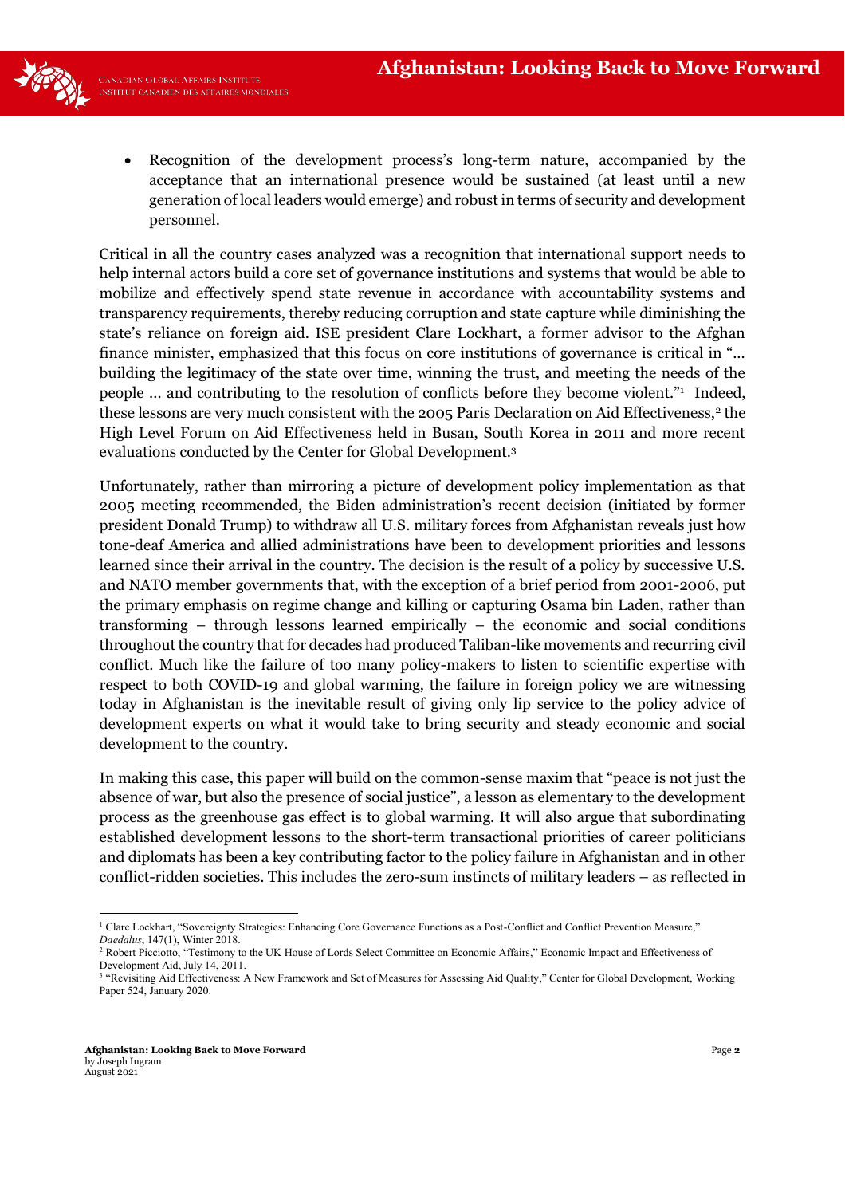- Recognition of the development process's long-term nature, accompanied by the acceptance that an international presence would be sustained (at least until a new generation of local leaders would emerge) and robust in terms of security and development personnel.

Critical in all the country cases analyzed was a recognition that international support needs to help internal actors build a core set of governance institutions and systems that would be able to mobilize and effectively spend state revenue in accordance with accountability systems and transparency requirements, thereby reducing corruption and state capture while diminishing the state's reliance on foreign aid. ISE president Clare Lockhart, a former advisor to the Afghan finance minister, emphasized that this focus on core institutions of governance is critical in "… building the legitimacy of the state over time, winning the trust, and meeting the needs of the people … and contributing to the resolution of conflicts before they become violent."[1] Indeed, these lessons are very much consistent with the 2005 Paris Declaration on Aid Effectiveness,[2] the High Level Forum on Aid Effectiveness held in Busan, South Korea in 2011 and more recent evaluations conducted by the Center for Global Development.[3]

Unfortunately, rather than mirroring a picture of development policy implementation as that 2005 meeting recommended, the Biden administration's recent decision (initiated by former president Donald Trump) to withdraw all U.S. military forces from Afghanistan reveals just how tone-deaf America and allied administrations have been to development priorities and lessons learned since their arrival in the country. The decision is the result of a policy by successive U.S. and NATO member governments that, with the exception of a brief period from 2001-2006, put the primary emphasis on regime change and killing or capturing Osama bin Laden, rather than transforming – through lessons learned empirically – the economic and social conditions throughout the country that for decades had produced Taliban-like movements and recurring civil conflict. Much like the failure of too many policy-makers to listen to scientific expertise with respect to both COVID-19 and global warming, the failure in foreign policy we are witnessing today in Afghanistan is the inevitable result of giving only lip service to the policy advice of development experts on what it would take to bring security and steady economic and social development to the country.

In making this case, this paper will build on the common-sense maxim that "peace is not just the absence of war, but also the presence of social justice", a lesson as elementary to the development process as the greenhouse gas effect is to global warming. It will also argue that subordinating established development lessons to the short-term transactional priorities of career politicians and diplomats has been a key contributing factor to the policy failure in Afghanistan and in other conflict-ridden societies. This includes the zero-sum instincts of military leaders – as reflected in

---

[1] Clare Lockhart, "Sovereignty Strategies: Enhancing Core Governance Functions as a Post-Conflict and Conflict Prevention Measure," *Daedalus*, 147(1), Winter 2018.

[2] Robert Picciotto, "Testimony to the UK House of Lords Select Committee on Economic Affairs," Economic Impact and Effectiveness of Development Aid, July 14, 2011.

[3] "Revisiting Aid Effectiveness: A New Framework and Set of Measures for Assessing Aid Quality," Center for Global Development, Working Paper 524, January 2020.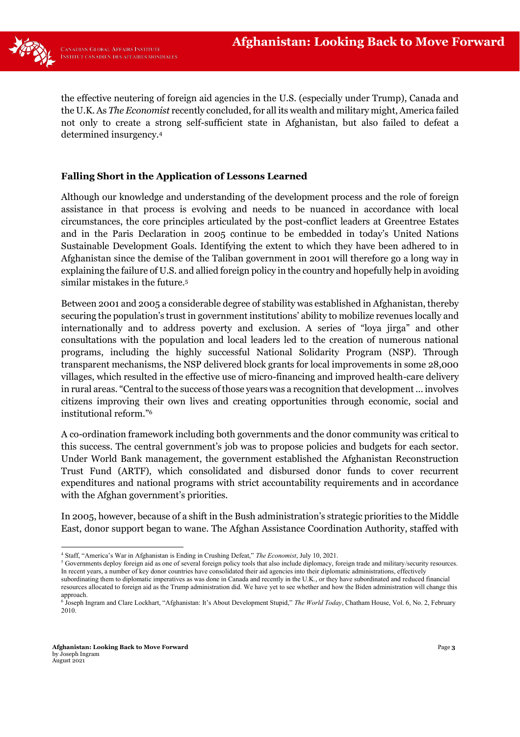the effective neutering of foreign aid agencies in the U.S. (especially under Trump), Canada and the U.K. As *The Economist* recently concluded, for all its wealth and military might, America failed not only to create a strong self-sufficient state in Afghanistan, but also failed to defeat a determined insurgency.[4]

## Falling Short in the Application of Lessons Learned

Although our knowledge and understanding of the development process and the role of foreign assistance in that process is evolving and needs to be nuanced in accordance with local circumstances, the core principles articulated by the post-conflict leaders at Greentree Estates and in the Paris Declaration in 2005 continue to be embedded in today's United Nations Sustainable Development Goals. Identifying the extent to which they have been adhered to in Afghanistan since the demise of the Taliban government in 2001 will therefore go a long way in explaining the failure of U.S. and allied foreign policy in the country and hopefully help in avoiding similar mistakes in the future.[5]

Between 2001 and 2005 a considerable degree of stability was established in Afghanistan, thereby securing the population's trust in government institutions' ability to mobilize revenues locally and internationally and to address poverty and exclusion. A series of "loya jirga" and other consultations with the population and local leaders led to the creation of numerous national programs, including the highly successful National Solidarity Program (NSP). Through transparent mechanisms, the NSP delivered block grants for local improvements in some 28,000 villages, which resulted in the effective use of micro-financing and improved health-care delivery in rural areas. "Central to the success of those years was a recognition that development ... involves citizens improving their own lives and creating opportunities through economic, social and institutional reform."[6]

A co-ordination framework including both governments and the donor community was critical to this success. The central government's job was to propose policies and budgets for each sector. Under World Bank management, the government established the Afghanistan Reconstruction Trust Fund (ARTF), which consolidated and disbursed donor funds to cover recurrent expenditures and national programs with strict accountability requirements and in accordance with the Afghan government's priorities.

In 2005, however, because of a shift in the Bush administration's strategic priorities to the Middle East, donor support began to wane. The Afghan Assistance Coordination Authority, staffed with

---

[4] Staff, "America's War in Afghanistan is Ending in Crushing Defeat," *The Economist*, July 10, 2021.

[5] Governments deploy foreign aid as one of several foreign policy tools that also include diplomacy, foreign trade and military/security resources. In recent years, a number of key donor countries have consolidated their aid agencies into their diplomatic administrations, effectively subordinating them to diplomatic imperatives as was done in Canada and recently in the U.K., or they have subordinated and reduced financial resources allocated to foreign aid as the Trump administration did. We have yet to see whether and how the Biden administration will change this approach.

[6] Joseph Ingram and Clare Lockhart, "Afghanistan: It's About Development Stupid," *The World Today*, Chatham House, Vol. 6, No. 2, February 2010.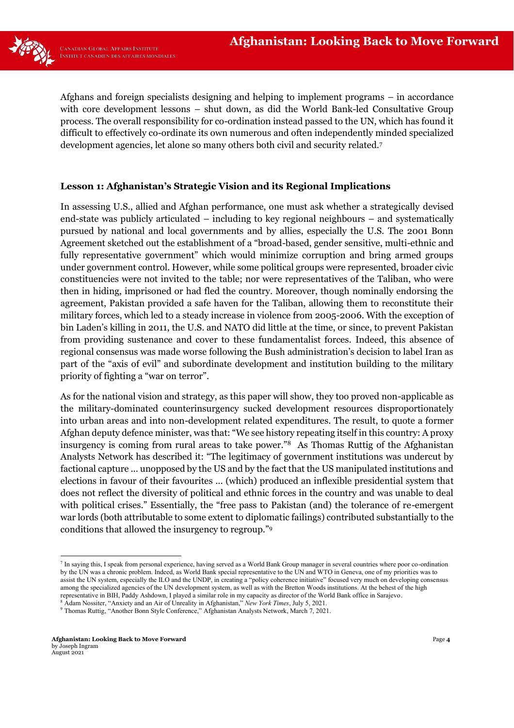Afghans and foreign specialists designing and helping to implement programs – in accordance with core development lessons – shut down, as did the World Bank-led Consultative Group process. The overall responsibility for co-ordination instead passed to the UN, which has found it difficult to effectively co-ordinate its own numerous and often independently minded specialized development agencies, let alone so many others both civil and security related.[7]

### Lesson 1: Afghanistan's Strategic Vision and its Regional Implications

In assessing U.S., allied and Afghan performance, one must ask whether a strategically devised end-state was publicly articulated – including to key regional neighbours – and systematically pursued by national and local governments and by allies, especially the U.S. The 2001 Bonn Agreement sketched out the establishment of a "broad-based, gender sensitive, multi-ethnic and fully representative government" which would minimize corruption and bring armed groups under government control. However, while some political groups were represented, broader civic constituencies were not invited to the table; nor were representatives of the Taliban, who were then in hiding, imprisoned or had fled the country. Moreover, though nominally endorsing the agreement, Pakistan provided a safe haven for the Taliban, allowing them to reconstitute their military forces, which led to a steady increase in violence from 2005-2006. With the exception of bin Laden's killing in 2011, the U.S. and NATO did little at the time, or since, to prevent Pakistan from providing sustenance and cover to these fundamentalist forces. Indeed, this absence of regional consensus was made worse following the Bush administration's decision to label Iran as part of the "axis of evil" and subordinate development and institution building to the military priority of fighting a "war on terror".

As for the national vision and strategy, as this paper will show, they too proved non-applicable as the military-dominated counterinsurgency sucked development resources disproportionately into urban areas and into non-development related expenditures. The result, to quote a former Afghan deputy defence minister, was that: "We see history repeating itself in this country: A proxy insurgency is coming from rural areas to take power."[8] As Thomas Ruttig of the Afghanistan Analysts Network has described it: "The legitimacy of government institutions was undercut by factional capture … unopposed by the US and by the fact that the US manipulated institutions and elections in favour of their favourites … (which) produced an inflexible presidential system that does not reflect the diversity of political and ethnic forces in the country and was unable to deal with political crises." Essentially, the "free pass to Pakistan (and) the tolerance of re-emergent war lords (both attributable to some extent to diplomatic failings) contributed substantially to the conditions that allowed the insurgency to regroup."[9]

---

[7] In saying this, I speak from personal experience, having served as a World Bank Group manager in several countries where poor co-ordination by the UN was a chronic problem. Indeed, as World Bank special representative to the UN and WTO in Geneva, one of my priorities was to assist the UN system, especially the ILO and the UNDP, in creating a "policy coherence initiative" focused very much on developing consensus among the specialized agencies of the UN development system, as well as with the Bretton Woods institutions. At the behest of the high representative in BIH, Paddy Ashdown, I played a similar role in my capacity as director of the World Bank office in Sarajevo.

[8] Adam Nossiter, "Anxiety and an Air of Unreality in Afghanistan," *New York Times*, July 5, 2021.

[9] Thomas Ruttig, "Another Bonn Style Conference," Afghanistan Analysts Network, March 7, 2021.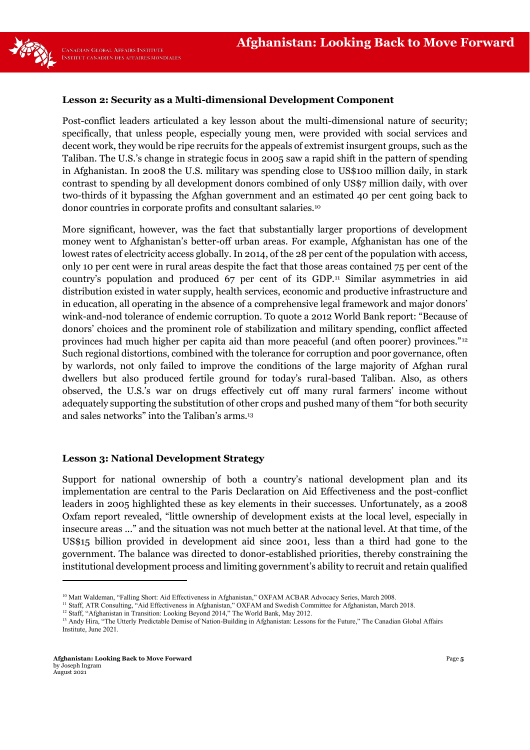**Lesson 2: Security as a Multi-dimensional Development Component**

Post-conflict leaders articulated a key lesson about the multi-dimensional nature of security; specifically, that unless people, especially young men, were provided with social services and decent work, they would be ripe recruits for the appeals of extremist insurgent groups, such as the Taliban. The U.S.'s change in strategic focus in 2005 saw a rapid shift in the pattern of spending in Afghanistan. In 2008 the U.S. military was spending close to US$100 million daily, in stark contrast to spending by all development donors combined of only US$7 million daily, with over two-thirds of it bypassing the Afghan government and an estimated 40 per cent going back to donor countries in corporate profits and consultant salaries.[10]

More significant, however, was the fact that substantially larger proportions of development money went to Afghanistan's better-off urban areas. For example, Afghanistan has one of the lowest rates of electricity access globally. In 2014, of the 28 per cent of the population with access, only 10 per cent were in rural areas despite the fact that those areas contained 75 per cent of the country's population and produced 67 per cent of its GDP.[11] Similar asymmetries in aid distribution existed in water supply, health services, economic and productive infrastructure and in education, all operating in the absence of a comprehensive legal framework and major donors' wink-and-nod tolerance of endemic corruption. To quote a 2012 World Bank report: "Because of donors' choices and the prominent role of stabilization and military spending, conflict affected provinces had much higher per capita aid than more peaceful (and often poorer) provinces."[12] Such regional distortions, combined with the tolerance for corruption and poor governance, often by warlords, not only failed to improve the conditions of the large majority of Afghan rural dwellers but also produced fertile ground for today's rural-based Taliban. Also, as others observed, the U.S.'s war on drugs effectively cut off many rural farmers' income without adequately supporting the substitution of other crops and pushed many of them "for both security and sales networks" into the Taliban's arms.[13]

**Lesson 3: National Development Strategy**

Support for national ownership of both a country's national development plan and its implementation are central to the Paris Declaration on Aid Effectiveness and the post-conflict leaders in 2005 highlighted these as key elements in their successes. Unfortunately, as a 2008 Oxfam report revealed, "little ownership of development exists at the local level, especially in insecure areas …" and the situation was not much better at the national level. At that time, of the US$15 billion provided in development aid since 2001, less than a third had gone to the government. The balance was directed to donor-established priorities, thereby constraining the institutional development process and limiting government's ability to recruit and retain qualified

---

[10] Matt Waldeman, "Falling Short: Aid Effectiveness in Afghanistan," OXFAM ACBAR Advocacy Series, March 2008.

[11] Staff, ATR Consulting, "Aid Effectiveness in Afghanistan," OXFAM and Swedish Committee for Afghanistan, March 2018.

[12] Staff, "Afghanistan in Transition: Looking Beyond 2014," The World Bank, May 2012.

[13] Andy Hira, "The Utterly Predictable Demise of Nation-Building in Afghanistan: Lessons for the Future," The Canadian Global Affairs Institute, June 2021.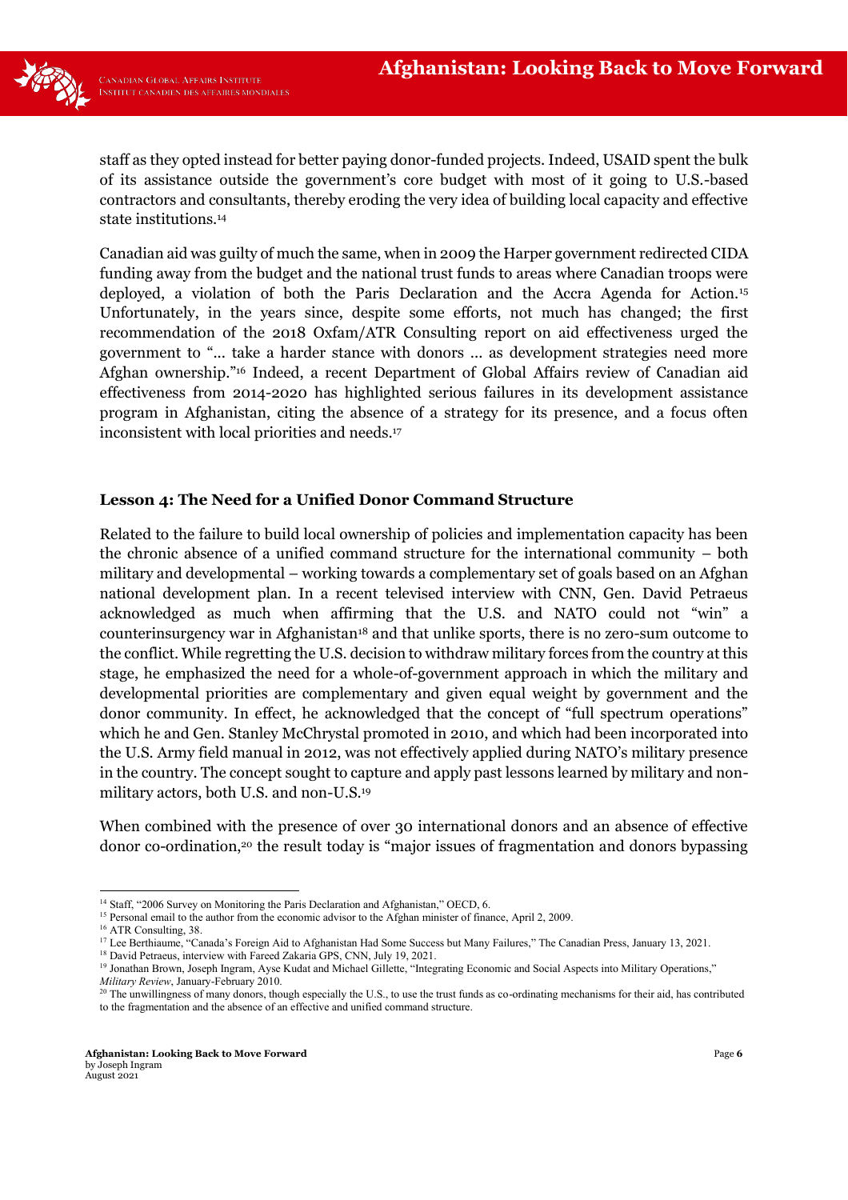staff as they opted instead for better paying donor-funded projects. Indeed, USAID spent the bulk of its assistance outside the government's core budget with most of it going to U.S.-based contractors and consultants, thereby eroding the very idea of building local capacity and effective state institutions.[14]

Canadian aid was guilty of much the same, when in 2009 the Harper government redirected CIDA funding away from the budget and the national trust funds to areas where Canadian troops were deployed, a violation of both the Paris Declaration and the Accra Agenda for Action.[15] Unfortunately, in the years since, despite some efforts, not much has changed; the first recommendation of the 2018 Oxfam/ATR Consulting report on aid effectiveness urged the government to "... take a harder stance with donors ... as development strategies need more Afghan ownership."[16] Indeed, a recent Department of Global Affairs review of Canadian aid effectiveness from 2014-2020 has highlighted serious failures in its development assistance program in Afghanistan, citing the absence of a strategy for its presence, and a focus often inconsistent with local priorities and needs.[17]

### Lesson 4: The Need for a Unified Donor Command Structure

Related to the failure to build local ownership of policies and implementation capacity has been the chronic absence of a unified command structure for the international community – both military and developmental – working towards a complementary set of goals based on an Afghan national development plan. In a recent televised interview with CNN, Gen. David Petraeus acknowledged as much when affirming that the U.S. and NATO could not "win" a counterinsurgency war in Afghanistan[18] and that unlike sports, there is no zero-sum outcome to the conflict. While regretting the U.S. decision to withdraw military forces from the country at this stage, he emphasized the need for a whole-of-government approach in which the military and developmental priorities are complementary and given equal weight by government and the donor community. In effect, he acknowledged that the concept of "full spectrum operations" which he and Gen. Stanley McChrystal promoted in 2010, and which had been incorporated into the U.S. Army field manual in 2012, was not effectively applied during NATO's military presence in the country. The concept sought to capture and apply past lessons learned by military and non-military actors, both U.S. and non-U.S.[19]

When combined with the presence of over 30 international donors and an absence of effective donor co-ordination,[20] the result today is "major issues of fragmentation and donors bypassing

---

[14] Staff, "2006 Survey on Monitoring the Paris Declaration and Afghanistan," OECD, 6.

[15] Personal email to the author from the economic advisor to the Afghan minister of finance, April 2, 2009.

[16] ATR Consulting, 38.

[17] Lee Berthiaume, "Canada's Foreign Aid to Afghanistan Had Some Success but Many Failures," The Canadian Press, January 13, 2021.

[18] David Petraeus, interview with Fareed Zakaria GPS, CNN, July 19, 2021.

[19] Jonathan Brown, Joseph Ingram, Ayse Kudat and Michael Gillette, "Integrating Economic and Social Aspects into Military Operations," *Military Review*, January-February 2010.

[20] The unwillingness of many donors, though especially the U.S., to use the trust funds as co-ordinating mechanisms for their aid, has contributed to the fragmentation and the absence of an effective and unified command structure.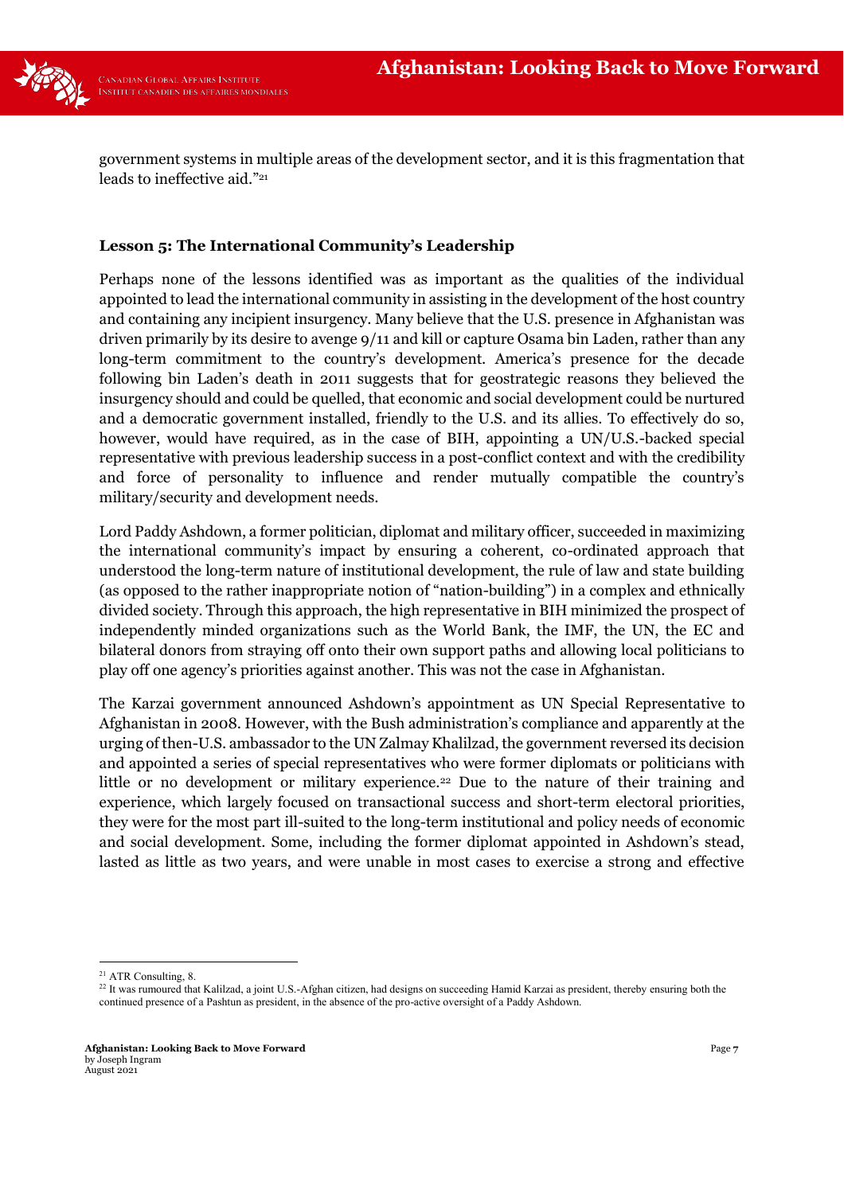government systems in multiple areas of the development sector, and it is this fragmentation that leads to ineffective aid."[21]

### Lesson 5: The International Community's Leadership

Perhaps none of the lessons identified was as important as the qualities of the individual appointed to lead the international community in assisting in the development of the host country and containing any incipient insurgency. Many believe that the U.S. presence in Afghanistan was driven primarily by its desire to avenge 9/11 and kill or capture Osama bin Laden, rather than any long-term commitment to the country's development. America's presence for the decade following bin Laden's death in 2011 suggests that for geostrategic reasons they believed the insurgency should and could be quelled, that economic and social development could be nurtured and a democratic government installed, friendly to the U.S. and its allies. To effectively do so, however, would have required, as in the case of BIH, appointing a UN/U.S.-backed special representative with previous leadership success in a post-conflict context and with the credibility and force of personality to influence and render mutually compatible the country's military/security and development needs.

Lord Paddy Ashdown, a former politician, diplomat and military officer, succeeded in maximizing the international community's impact by ensuring a coherent, co-ordinated approach that understood the long-term nature of institutional development, the rule of law and state building (as opposed to the rather inappropriate notion of "nation-building") in a complex and ethnically divided society. Through this approach, the high representative in BIH minimized the prospect of independently minded organizations such as the World Bank, the IMF, the UN, the EC and bilateral donors from straying off onto their own support paths and allowing local politicians to play off one agency's priorities against another. This was not the case in Afghanistan.

The Karzai government announced Ashdown's appointment as UN Special Representative to Afghanistan in 2008. However, with the Bush administration's compliance and apparently at the urging of then-U.S. ambassador to the UN Zalmay Khalilzad, the government reversed its decision and appointed a series of special representatives who were former diplomats or politicians with little or no development or military experience.[22] Due to the nature of their training and experience, which largely focused on transactional success and short-term electoral priorities, they were for the most part ill-suited to the long-term institutional and policy needs of economic and social development. Some, including the former diplomat appointed in Ashdown's stead, lasted as little as two years, and were unable in most cases to exercise a strong and effective

---

[21] ATR Consulting, 8.

[22] It was rumoured that Kalilzad, a joint U.S.-Afghan citizen, had designs on succeeding Hamid Karzai as president, thereby ensuring both the continued presence of a Pashtun as president, in the absence of the pro-active oversight of a Paddy Ashdown.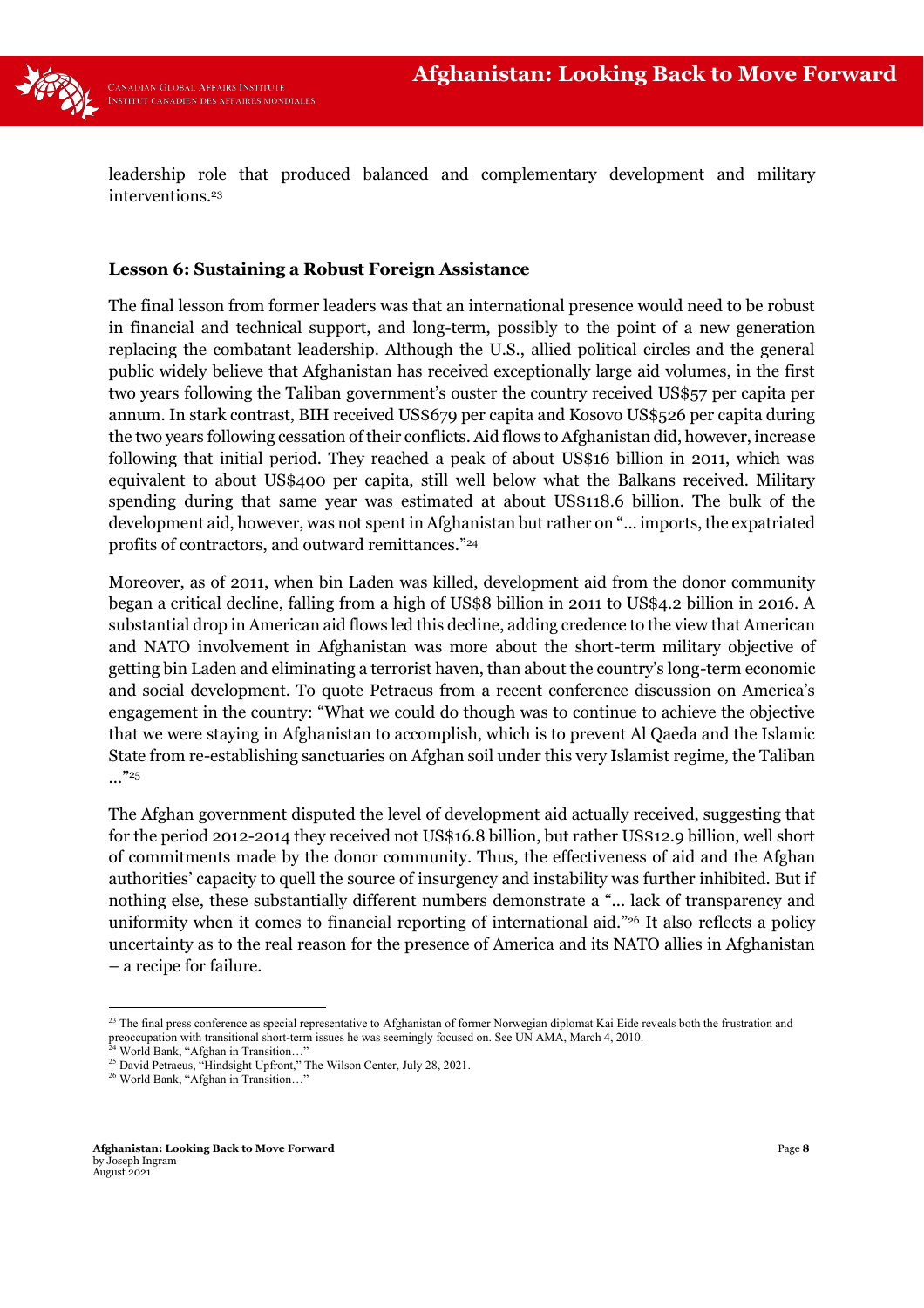leadership role that produced balanced and complementary development and military interventions.[23]

**Lesson 6: Sustaining a Robust Foreign Assistance**

The final lesson from former leaders was that an international presence would need to be robust in financial and technical support, and long-term, possibly to the point of a new generation replacing the combatant leadership. Although the U.S., allied political circles and the general public widely believe that Afghanistan has received exceptionally large aid volumes, in the first two years following the Taliban government's ouster the country received US$57 per capita per annum. In stark contrast, BIH received US$679 per capita and Kosovo US$526 per capita during the two years following cessation of their conflicts. Aid flows to Afghanistan did, however, increase following that initial period. They reached a peak of about US$16 billion in 2011, which was equivalent to about US$400 per capita, still well below what the Balkans received. Military spending during that same year was estimated at about US$118.6 billion. The bulk of the development aid, however, was not spent in Afghanistan but rather on "… imports, the expatriated profits of contractors, and outward remittances."[24]

Moreover, as of 2011, when bin Laden was killed, development aid from the donor community began a critical decline, falling from a high of US$8 billion in 2011 to US$4.2 billion in 2016. A substantial drop in American aid flows led this decline, adding credence to the view that American and NATO involvement in Afghanistan was more about the short-term military objective of getting bin Laden and eliminating a terrorist haven, than about the country's long-term economic and social development. To quote Petraeus from a recent conference discussion on America's engagement in the country: "What we could do though was to continue to achieve the objective that we were staying in Afghanistan to accomplish, which is to prevent Al Qaeda and the Islamic State from re-establishing sanctuaries on Afghan soil under this very Islamist regime, the Taliban …"[25]

The Afghan government disputed the level of development aid actually received, suggesting that for the period 2012-2014 they received not US$16.8 billion, but rather US$12.9 billion, well short of commitments made by the donor community. Thus, the effectiveness of aid and the Afghan authorities' capacity to quell the source of insurgency and instability was further inhibited. But if nothing else, these substantially different numbers demonstrate a "… lack of transparency and uniformity when it comes to financial reporting of international aid."[26] It also reflects a policy uncertainty as to the real reason for the presence of America and its NATO allies in Afghanistan – a recipe for failure.

---

[23] The final press conference as special representative to Afghanistan of former Norwegian diplomat Kai Eide reveals both the frustration and preoccupation with transitional short-term issues he was seemingly focused on. See UN AMA, March 4, 2010.

[24] World Bank, "Afghan in Transition…"

[25] David Petraeus, "Hindsight Upfront," The Wilson Center, July 28, 2021.

[26] World Bank, "Afghan in Transition…"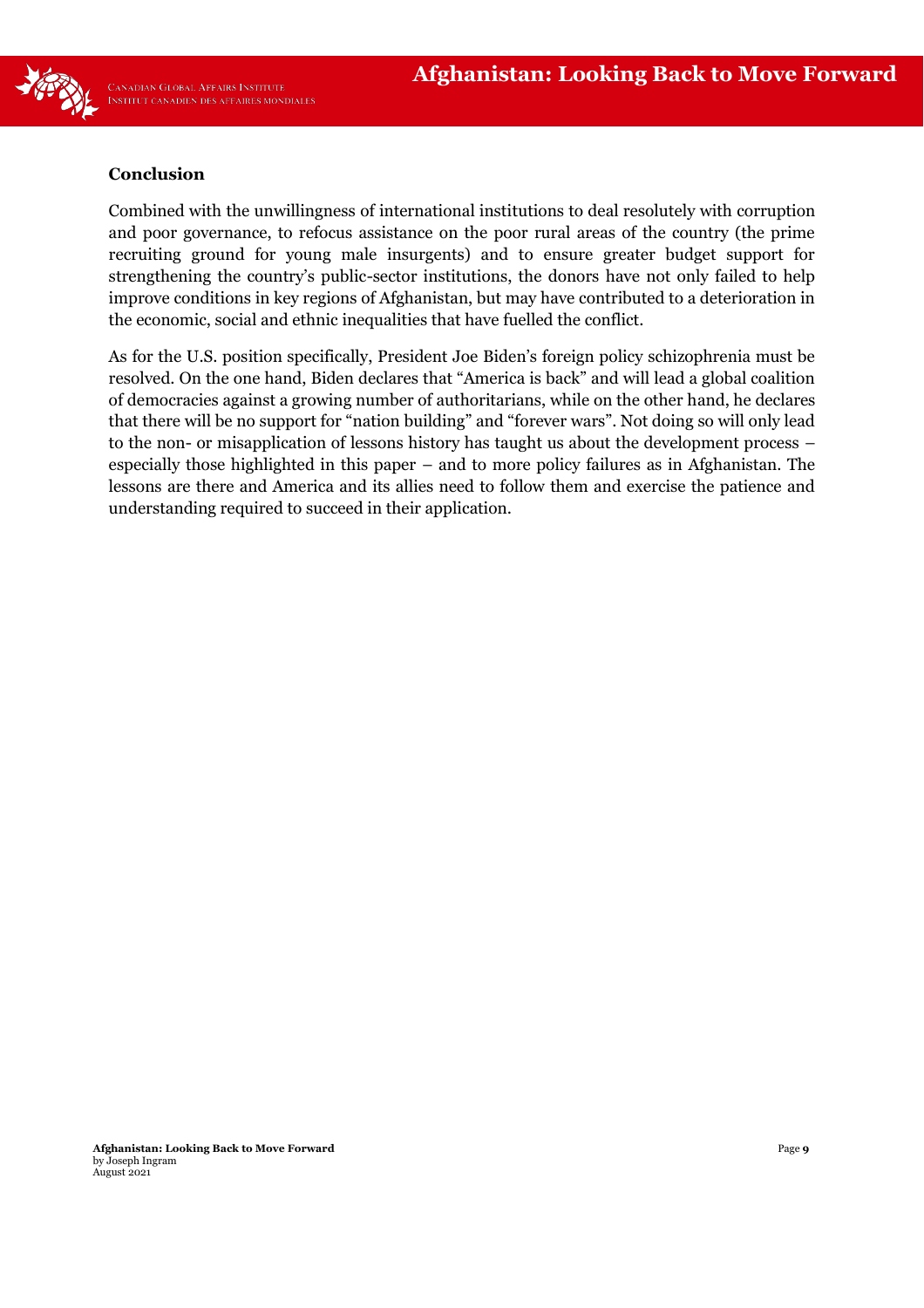**Conclusion**

Combined with the unwillingness of international institutions to deal resolutely with corruption and poor governance, to refocus assistance on the poor rural areas of the country (the prime recruiting ground for young male insurgents) and to ensure greater budget support for strengthening the country's public-sector institutions, the donors have not only failed to help improve conditions in key regions of Afghanistan, but may have contributed to a deterioration in the economic, social and ethnic inequalities that have fuelled the conflict.

As for the U.S. position specifically, President Joe Biden's foreign policy schizophrenia must be resolved. On the one hand, Biden declares that "America is back" and will lead a global coalition of democracies against a growing number of authoritarians, while on the other hand, he declares that there will be no support for "nation building" and "forever wars". Not doing so will only lead to the non- or misapplication of lessons history has taught us about the development process – especially those highlighted in this paper – and to more policy failures as in Afghanistan. The lessons are there and America and its allies need to follow them and exercise the patience and understanding required to succeed in their application.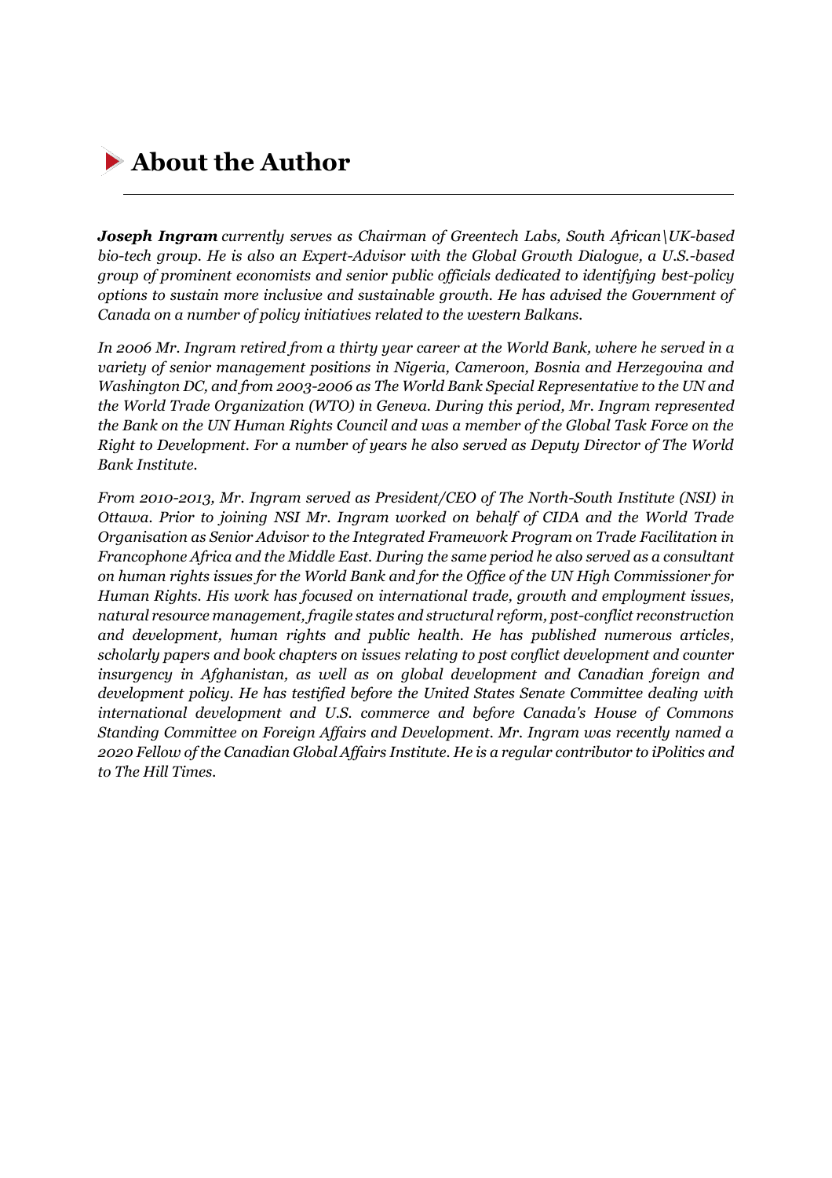## About the Author

***Joseph Ingram*** *currently serves as Chairman of Greentech Labs, South African\UK-based bio-tech group. He is also an Expert-Advisor with the Global Growth Dialogue, a U.S.-based group of prominent economists and senior public officials dedicated to identifying best-policy options to sustain more inclusive and sustainable growth. He has advised the Government of Canada on a number of policy initiatives related to the western Balkans.*

*In 2006 Mr. Ingram retired from a thirty year career at the World Bank, where he served in a variety of senior management positions in Nigeria, Cameroon, Bosnia and Herzegovina and Washington DC, and from 2003-2006 as The World Bank Special Representative to the UN and the World Trade Organization (WTO) in Geneva. During this period, Mr. Ingram represented the Bank on the UN Human Rights Council and was a member of the Global Task Force on the Right to Development. For a number of years he also served as Deputy Director of The World Bank Institute.*

*From 2010-2013, Mr. Ingram served as President/CEO of The North-South Institute (NSI) in Ottawa. Prior to joining NSI Mr. Ingram worked on behalf of CIDA and the World Trade Organisation as Senior Advisor to the Integrated Framework Program on Trade Facilitation in Francophone Africa and the Middle East. During the same period he also served as a consultant on human rights issues for the World Bank and for the Office of the UN High Commissioner for Human Rights. His work has focused on international trade, growth and employment issues, natural resource management, fragile states and structural reform, post-conflict reconstruction and development, human rights and public health. He has published numerous articles, scholarly papers and book chapters on issues relating to post conflict development and counter insurgency in Afghanistan, as well as on global development and Canadian foreign and development policy. He has testified before the United States Senate Committee dealing with international development and U.S. commerce and before Canada's House of Commons Standing Committee on Foreign Affairs and Development. Mr. Ingram was recently named a 2020 Fellow of the Canadian Global Affairs Institute. He is a regular contributor to iPolitics and to The Hill Times.*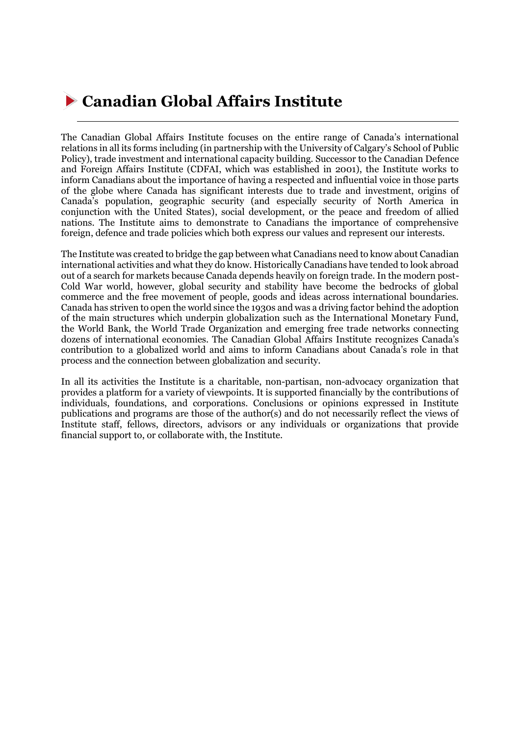# Canadian Global Affairs Institute

The Canadian Global Affairs Institute focuses on the entire range of Canada's international relations in all its forms including (in partnership with the University of Calgary's School of Public Policy), trade investment and international capacity building. Successor to the Canadian Defence and Foreign Affairs Institute (CDFAI, which was established in 2001), the Institute works to inform Canadians about the importance of having a respected and influential voice in those parts of the globe where Canada has significant interests due to trade and investment, origins of Canada's population, geographic security (and especially security of North America in conjunction with the United States), social development, or the peace and freedom of allied nations. The Institute aims to demonstrate to Canadians the importance of comprehensive foreign, defence and trade policies which both express our values and represent our interests.

The Institute was created to bridge the gap between what Canadians need to know about Canadian international activities and what they do know. Historically Canadians have tended to look abroad out of a search for markets because Canada depends heavily on foreign trade. In the modern post-Cold War world, however, global security and stability have become the bedrocks of global commerce and the free movement of people, goods and ideas across international boundaries. Canada has striven to open the world since the 1930s and was a driving factor behind the adoption of the main structures which underpin globalization such as the International Monetary Fund, the World Bank, the World Trade Organization and emerging free trade networks connecting dozens of international economies. The Canadian Global Affairs Institute recognizes Canada's contribution to a globalized world and aims to inform Canadians about Canada's role in that process and the connection between globalization and security.

In all its activities the Institute is a charitable, non-partisan, non-advocacy organization that provides a platform for a variety of viewpoints. It is supported financially by the contributions of individuals, foundations, and corporations. Conclusions or opinions expressed in Institute publications and programs are those of the author(s) and do not necessarily reflect the views of Institute staff, fellows, directors, advisors or any individuals or organizations that provide financial support to, or collaborate with, the Institute.